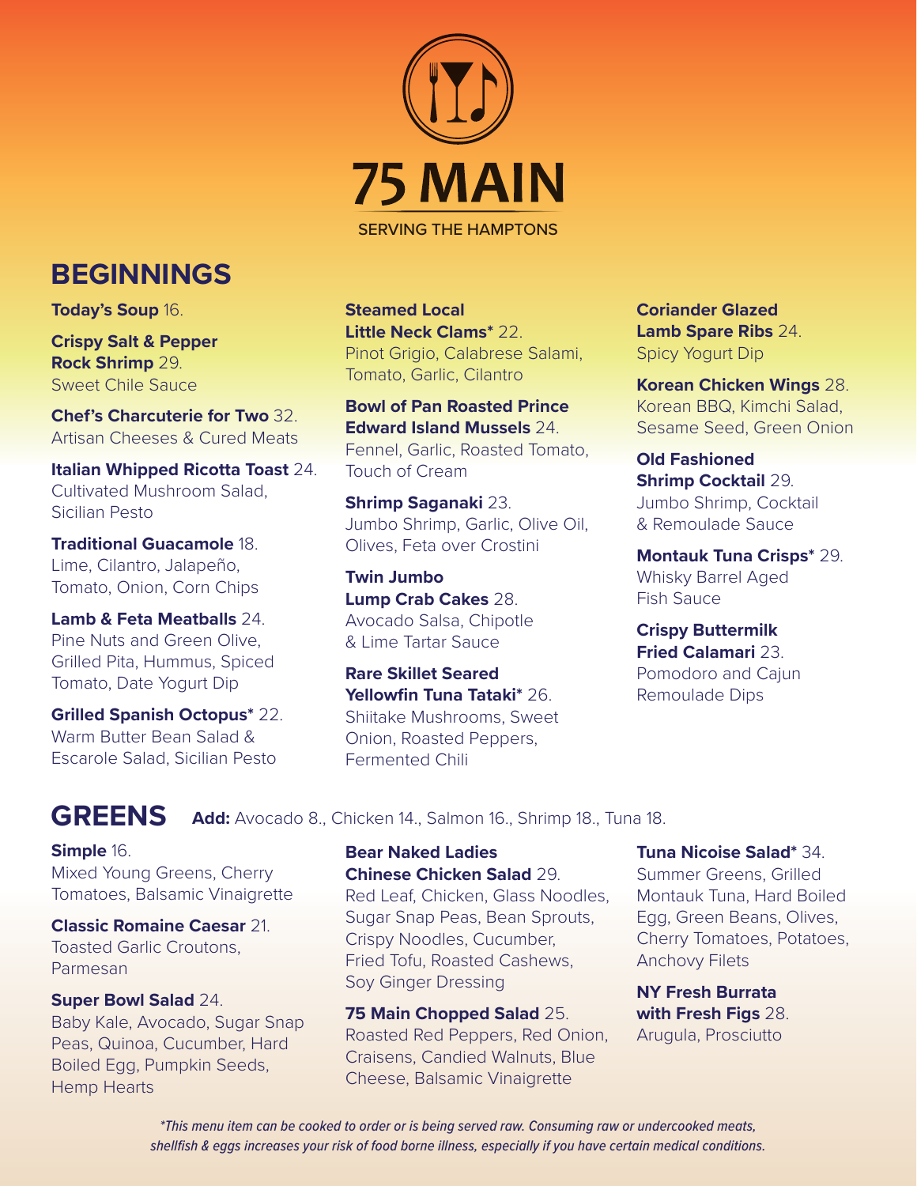# 75 MAIN

SERVING THE HAMPTONS

## BEGINNINGS

**Today's Soup** 16.

**Crispy Salt & Pepper Rock Shrimp** 29.
Sweet Chile Sauce

**Chef's Charcuterie for Two** 32.
Artisan Cheeses & Cured Meats

**Italian Whipped Ricotta Toast** 24.
Cultivated Mushroom Salad, Sicilian Pesto

**Traditional Guacamole** 18.
Lime, Cilantro, Jalapeño, Tomato, Onion, Corn Chips

**Lamb & Feta Meatballs** 24.
Pine Nuts and Green Olive, Grilled Pita, Hummus, Spiced Tomato, Date Yogurt Dip

**Grilled Spanish Octopus*** 22.
Warm Butter Bean Salad & Escarole Salad, Sicilian Pesto

**Steamed Local Little Neck Clams*** 22.
Pinot Grigio, Calabrese Salami, Tomato, Garlic, Cilantro

**Bowl of Pan Roasted Prince Edward Island Mussels** 24.
Fennel, Garlic, Roasted Tomato, Touch of Cream

**Shrimp Saganaki** 23.
Jumbo Shrimp, Garlic, Olive Oil, Olives, Feta over Crostini

**Twin Jumbo Lump Crab Cakes** 28.
Avocado Salsa, Chipotle & Lime Tartar Sauce

**Rare Skillet Seared Yellowfin Tuna Tataki*** 26.
Shiitake Mushrooms, Sweet Onion, Roasted Peppers, Fermented Chili

**Coriander Glazed Lamb Spare Ribs** 24.
Spicy Yogurt Dip

**Korean Chicken Wings** 28.
Korean BBQ, Kimchi Salad, Sesame Seed, Green Onion

**Old Fashioned Shrimp Cocktail** 29.
Jumbo Shrimp, Cocktail & Remoulade Sauce

**Montauk Tuna Crisps*** 29.
Whisky Barrel Aged Fish Sauce

**Crispy Buttermilk Fried Calamari** 23.
Pomodoro and Cajun Remoulade Dips

## GREENS

**Add:** Avocado 8., Chicken 14., Salmon 16., Shrimp 18., Tuna 18.

**Simple** 16.
Mixed Young Greens, Cherry Tomatoes, Balsamic Vinaigrette

**Classic Romaine Caesar** 21.
Toasted Garlic Croutons, Parmesan

**Super Bowl Salad** 24.
Baby Kale, Avocado, Sugar Snap Peas, Quinoa, Cucumber, Hard Boiled Egg, Pumpkin Seeds, Hemp Hearts

**Bear Naked Ladies Chinese Chicken Salad** 29.
Red Leaf, Chicken, Glass Noodles, Sugar Snap Peas, Bean Sprouts, Crispy Noodles, Cucumber, Fried Tofu, Roasted Cashews, Soy Ginger Dressing

**75 Main Chopped Salad** 25.
Roasted Red Peppers, Red Onion, Craisens, Candied Walnuts, Blue Cheese, Balsamic Vinaigrette

**Tuna Nicoise Salad*** 34.
Summer Greens, Grilled Montauk Tuna, Hard Boiled Egg, Green Beans, Olives, Cherry Tomatoes, Potatoes, Anchovy Filets

**NY Fresh Burrata with Fresh Figs** 28.
Arugula, Prosciutto

*\*This menu item can be cooked to order or is being served raw. Consuming raw or undercooked meats, shellfish & eggs increases your risk of food borne illness, especially if you have certain medical conditions.*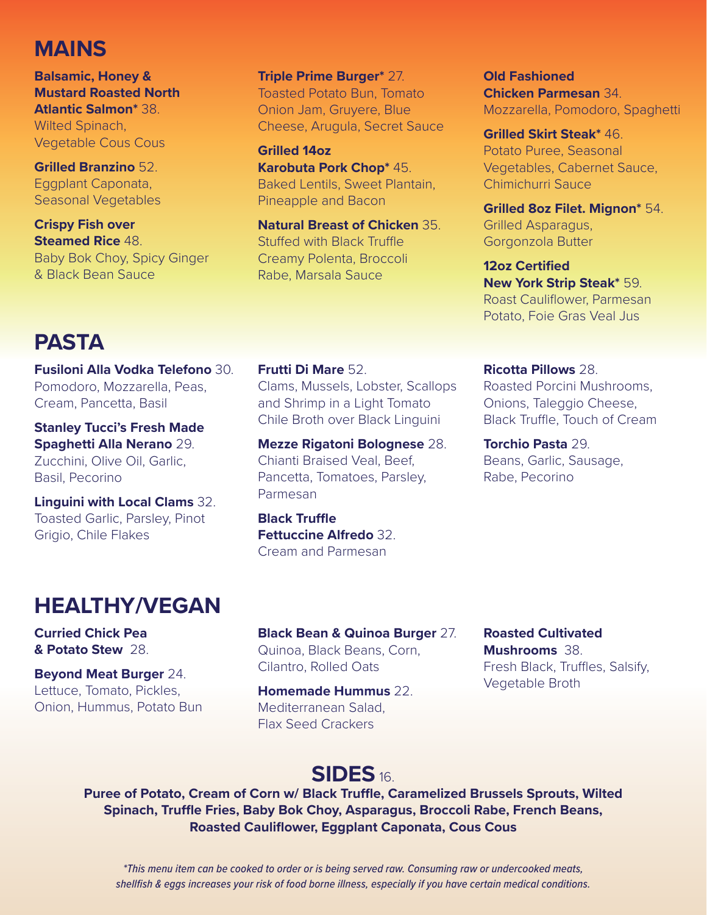## MAINS

**Balsamic, Honey & Mustard Roasted North Atlantic Salmon*** 38.
Wilted Spinach, Vegetable Cous Cous

**Grilled Branzino** 52.
Eggplant Caponata, Seasonal Vegetables

**Crispy Fish over Steamed Rice** 48.
Baby Bok Choy, Spicy Ginger & Black Bean Sauce

**Triple Prime Burger*** 27.
Toasted Potato Bun, Tomato Onion Jam, Gruyere, Blue Cheese, Arugula, Secret Sauce

**Grilled 14oz Karobuta Pork Chop*** 45.
Baked Lentils, Sweet Plantain, Pineapple and Bacon

**Natural Breast of Chicken** 35.
Stuffed with Black Truffle Creamy Polenta, Broccoli Rabe, Marsala Sauce

**Old Fashioned Chicken Parmesan** 34.
Mozzarella, Pomodoro, Spaghetti

**Grilled Skirt Steak*** 46.
Potato Puree, Seasonal Vegetables, Cabernet Sauce, Chimichurri Sauce

**Grilled 8oz Filet. Mignon*** 54.
Grilled Asparagus, Gorgonzola Butter

**12oz Certified New York Strip Steak*** 59.
Roast Cauliflower, Parmesan Potato, Foie Gras Veal Jus

## PASTA

**Fusiloni Alla Vodka Telefono** 30.
Pomodoro, Mozzarella, Peas, Cream, Pancetta, Basil

**Stanley Tucci's Fresh Made Spaghetti Alla Nerano** 29.
Zucchini, Olive Oil, Garlic, Basil, Pecorino

**Linguini with Local Clams** 32.
Toasted Garlic, Parsley, Pinot Grigio, Chile Flakes

**Frutti Di Mare** 52.
Clams, Mussels, Lobster, Scallops and Shrimp in a Light Tomato Chile Broth over Black Linguini

**Mezze Rigatoni Bolognese** 28.
Chianti Braised Veal, Beef, Pancetta, Tomatoes, Parsley, Parmesan

**Black Truffle Fettuccine Alfredo** 32.
Cream and Parmesan

**Ricotta Pillows** 28.
Roasted Porcini Mushrooms, Onions, Taleggio Cheese, Black Truffle, Touch of Cream

**Torchio Pasta** 29.
Beans, Garlic, Sausage, Rabe, Pecorino

## HEALTHY/VEGAN

**Curried Chick Pea & Potato Stew** 28.

**Beyond Meat Burger** 24.
Lettuce, Tomato, Pickles, Onion, Hummus, Potato Bun

**Black Bean & Quinoa Burger** 27.
Quinoa, Black Beans, Corn, Cilantro, Rolled Oats

**Homemade Hummus** 22.
Mediterranean Salad, Flax Seed Crackers

**Roasted Cultivated Mushrooms** 38.
Fresh Black, Truffles, Salsify, Vegetable Broth

## SIDES 16.

**Puree of Potato, Cream of Corn w/ Black Truffle, Caramelized Brussels Sprouts, Wilted Spinach, Truffle Fries, Baby Bok Choy, Asparagus, Broccoli Rabe, French Beans, Roasted Cauliflower, Eggplant Caponata, Cous Cous**

*\*This menu item can be cooked to order or is being served raw. Consuming raw or undercooked meats, shellfish & eggs increases your risk of food borne illness, especially if you have certain medical conditions.*